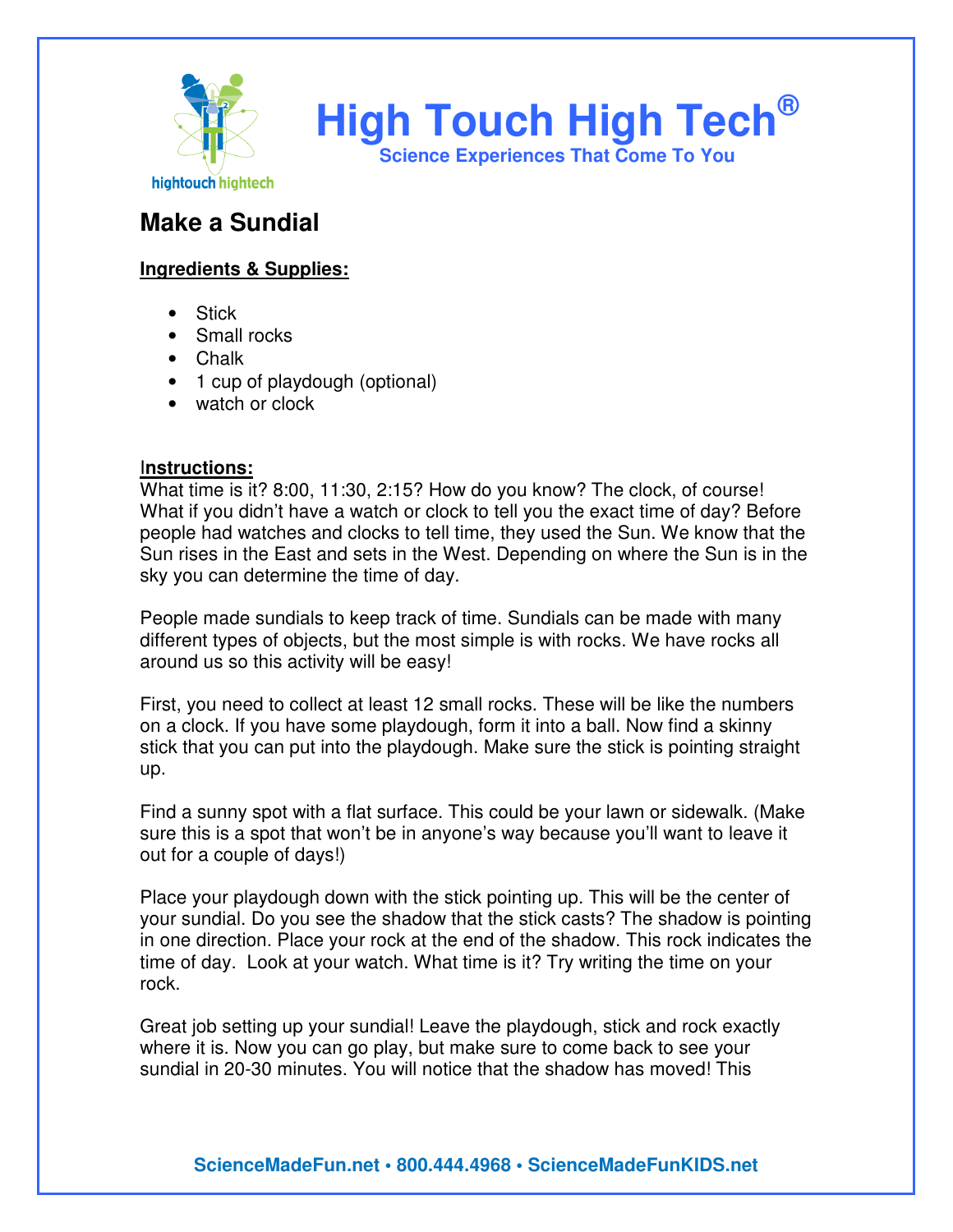# High Touch High Tech®

**Science Experiences That Come To You**

## Make a Sundial

**Ingredients & Supplies:**

- Stick
- Small rocks
- Chalk
- 1 cup of playdough (optional)
- watch or clock

**Instructions:**

What time is it? 8:00, 11:30, 2:15? How do you know? The clock, of course! What if you didn't have a watch or clock to tell you the exact time of day? Before people had watches and clocks to tell time, they used the Sun. We know that the Sun rises in the East and sets in the West. Depending on where the Sun is in the sky you can determine the time of day.

People made sundials to keep track of time. Sundials can be made with many different types of objects, but the most simple is with rocks. We have rocks all around us so this activity will be easy!

First, you need to collect at least 12 small rocks. These will be like the numbers on a clock. If you have some playdough, form it into a ball. Now find a skinny stick that you can put into the playdough. Make sure the stick is pointing straight up.

Find a sunny spot with a flat surface. This could be your lawn or sidewalk. (Make sure this is a spot that won't be in anyone's way because you'll want to leave it out for a couple of days!)

Place your playdough down with the stick pointing up. This will be the center of your sundial. Do you see the shadow that the stick casts? The shadow is pointing in one direction. Place your rock at the end of the shadow. This rock indicates the time of day. Look at your watch. What time is it? Try writing the time on your rock.

Great job setting up your sundial! Leave the playdough, stick and rock exactly where it is. Now you can go play, but make sure to come back to see your sundial in 20-30 minutes. You will notice that the shadow has moved! This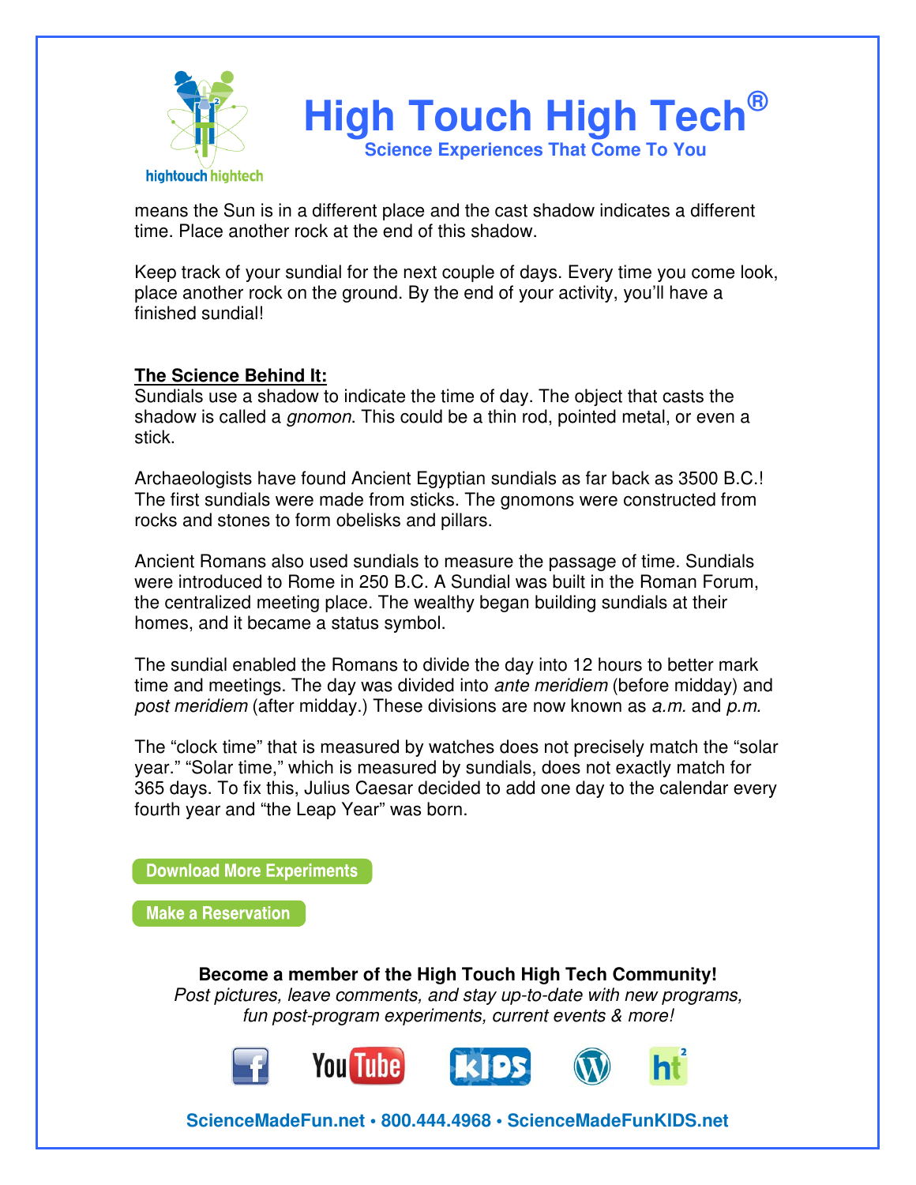means the Sun is in a different place and the cast shadow indicates a different time. Place another rock at the end of this shadow.

Keep track of your sundial for the next couple of days. Every time you come look, place another rock on the ground. By the end of your activity, you'll have a finished sundial!

## The Science Behind It:

Sundials use a shadow to indicate the time of day. The object that casts the shadow is called a *gnomon*. This could be a thin rod, pointed metal, or even a stick.

Archaeologists have found Ancient Egyptian sundials as far back as 3500 B.C.! The first sundials were made from sticks. The gnomons were constructed from rocks and stones to form obelisks and pillars.

Ancient Romans also used sundials to measure the passage of time. Sundials were introduced to Rome in 250 B.C. A Sundial was built in the Roman Forum, the centralized meeting place. The wealthy began building sundials at their homes, and it became a status symbol.

The sundial enabled the Romans to divide the day into 12 hours to better mark time and meetings. The day was divided into *ante meridiem* (before midday) and *post meridiem* (after midday.) These divisions are now known as *a.m.* and *p.m.*

The "clock time" that is measured by watches does not precisely match the "solar year." "Solar time," which is measured by sundials, does not exactly match for 365 days. To fix this, Julius Caesar decided to add one day to the calendar every fourth year and "the Leap Year" was born.

Download More Experiments

Make a Reservation

**Become a member of the High Touch High Tech Community!**

*Post pictures, leave comments, and stay up-to-date with new programs, fun post-program experiments, current events & more!*

ScienceMadeFun.net • 800.444.4968 • ScienceMadeFunKIDS.net